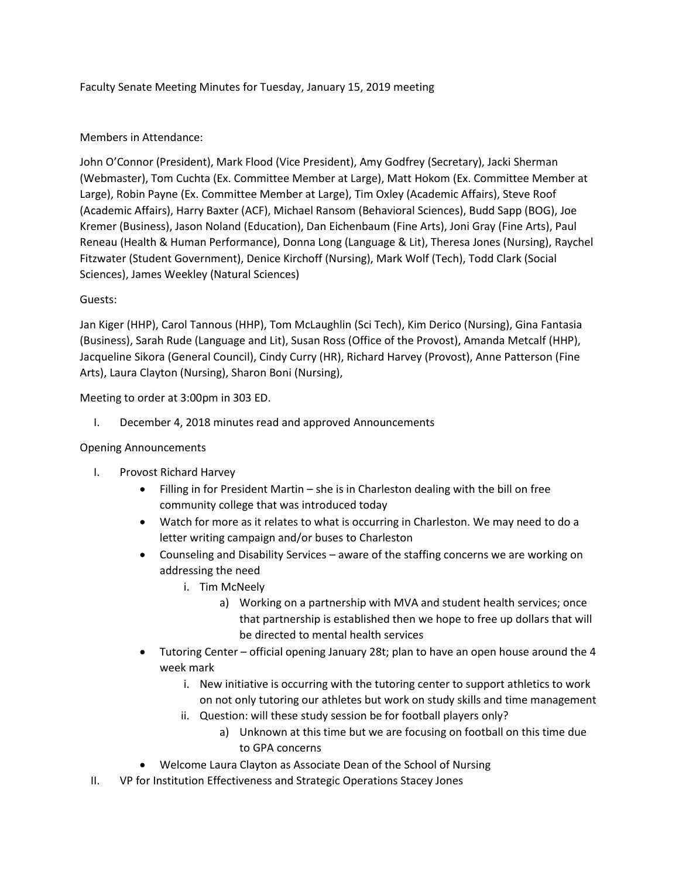Faculty Senate Meeting Minutes for Tuesday, January 15, 2019 meeting

Members in Attendance:

John O'Connor (President), Mark Flood (Vice President), Amy Godfrey (Secretary), Jacki Sherman (Webmaster), Tom Cuchta (Ex. Committee Member at Large), Matt Hokom (Ex. Committee Member at Large), Robin Payne (Ex. Committee Member at Large), Tim Oxley (Academic Affairs), Steve Roof (Academic Affairs), Harry Baxter (ACF), Michael Ransom (Behavioral Sciences), Budd Sapp (BOG), Joe Kremer (Business), Jason Noland (Education), Dan Eichenbaum (Fine Arts), Joni Gray (Fine Arts), Paul Reneau (Health & Human Performance), Donna Long (Language & Lit), Theresa Jones (Nursing), Raychel Fitzwater (Student Government), Denice Kirchoff (Nursing), Mark Wolf (Tech), Todd Clark (Social Sciences), James Weekley (Natural Sciences)

Guests:

Jan Kiger (HHP), Carol Tannous (HHP), Tom McLaughlin (Sci Tech), Kim Derico (Nursing), Gina Fantasia (Business), Sarah Rude (Language and Lit), Susan Ross (Office of the Provost), Amanda Metcalf (HHP), Jacqueline Sikora (General Council), Cindy Curry (HR), Richard Harvey (Provost), Anne Patterson (Fine Arts), Laura Clayton (Nursing), Sharon Boni (Nursing),

Meeting to order at 3:00pm in 303 ED.

I. December 4, 2018 minutes read and approved Announcements

Opening Announcements

I. Provost Richard Harvey
   - Filling in for President Martin – she is in Charleston dealing with the bill on free community college that was introduced today
   - Watch for more as it relates to what is occurring in Charleston. We may need to do a letter writing campaign and/or buses to Charleston
   - Counseling and Disability Services – aware of the staffing concerns we are working on addressing the need
     - i. Tim McNeely
       - a) Working on a partnership with MVA and student health services; once that partnership is established then we hope to free up dollars that will be directed to mental health services
   - Tutoring Center – official opening January 28t; plan to have an open house around the 4 week mark
     - i. New initiative is occurring with the tutoring center to support athletics to work on not only tutoring our athletes but work on study skills and time management
     - ii. Question: will these study session be for football players only?
       - a) Unknown at this time but we are focusing on football on this time due to GPA concerns
   - Welcome Laura Clayton as Associate Dean of the School of Nursing

II. VP for Institution Effectiveness and Strategic Operations Stacey Jones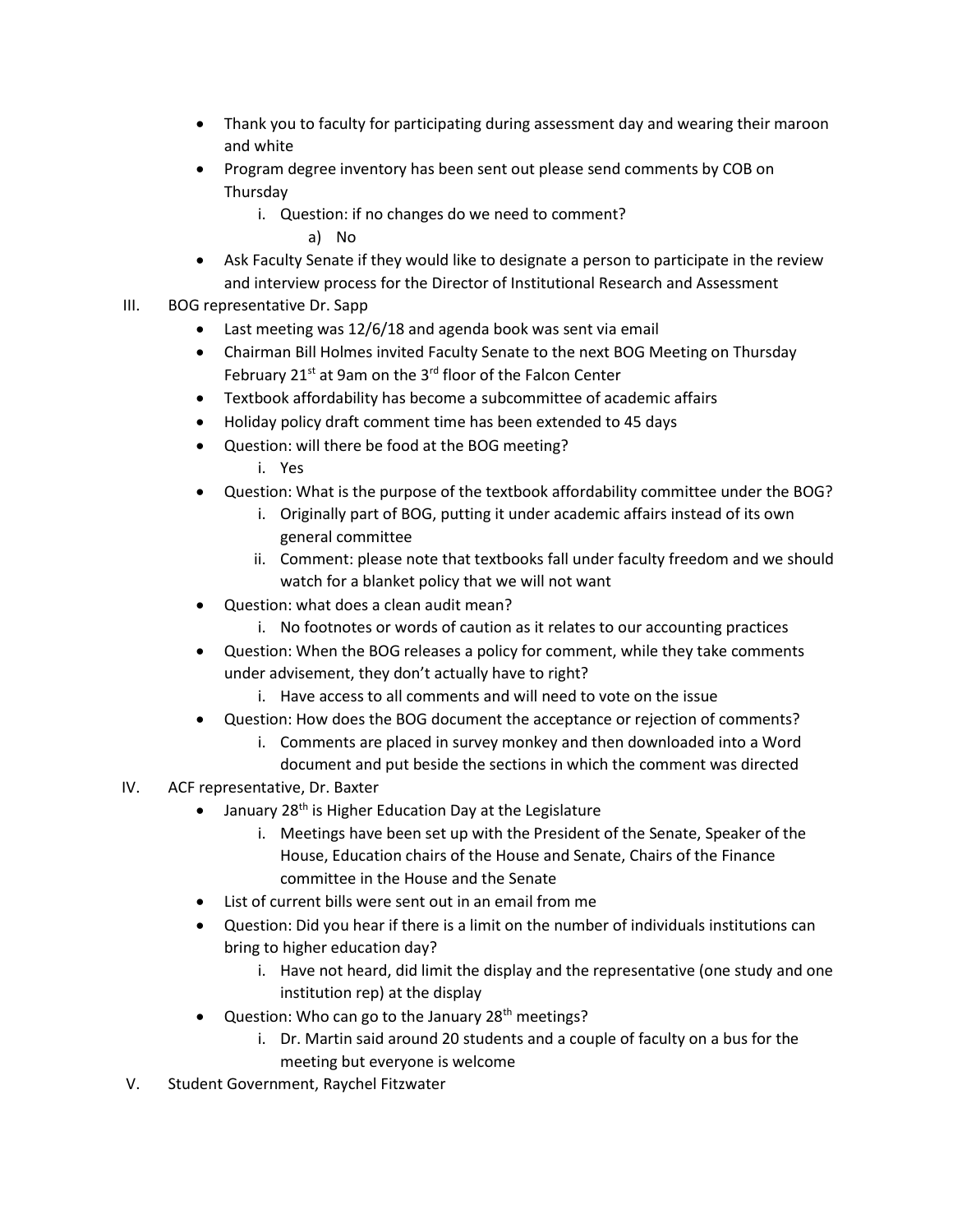- Thank you to faculty for participating during assessment day and wearing their maroon and white
- Program degree inventory has been sent out please send comments by COB on Thursday
    - i. Question: if no changes do we need to comment?
        - a) No
- Ask Faculty Senate if they would like to designate a person to participate in the review and interview process for the Director of Institutional Research and Assessment

III. BOG representative Dr. Sapp

- Last meeting was 12/6/18 and agenda book was sent via email
- Chairman Bill Holmes invited Faculty Senate to the next BOG Meeting on Thursday February 21st at 9am on the 3rd floor of the Falcon Center
- Textbook affordability has become a subcommittee of academic affairs
- Holiday policy draft comment time has been extended to 45 days
- Question: will there be food at the BOG meeting?
    - i. Yes
- Question: What is the purpose of the textbook affordability committee under the BOG?
    - i. Originally part of BOG, putting it under academic affairs instead of its own general committee
    - ii. Comment: please note that textbooks fall under faculty freedom and we should watch for a blanket policy that we will not want
- Question: what does a clean audit mean?
    - i. No footnotes or words of caution as it relates to our accounting practices
- Question: When the BOG releases a policy for comment, while they take comments under advisement, they don't actually have to right?
    - i. Have access to all comments and will need to vote on the issue
- Question: How does the BOG document the acceptance or rejection of comments?
    - i. Comments are placed in survey monkey and then downloaded into a Word document and put beside the sections in which the comment was directed

IV. ACF representative, Dr. Baxter

- January 28th is Higher Education Day at the Legislature
    - i. Meetings have been set up with the President of the Senate, Speaker of the House, Education chairs of the House and Senate, Chairs of the Finance committee in the House and the Senate
- List of current bills were sent out in an email from me
- Question: Did you hear if there is a limit on the number of individuals institutions can bring to higher education day?
    - i. Have not heard, did limit the display and the representative (one study and one institution rep) at the display
- Question: Who can go to the January 28th meetings?
    - i. Dr. Martin said around 20 students and a couple of faculty on a bus for the meeting but everyone is welcome

V. Student Government, Raychel Fitzwater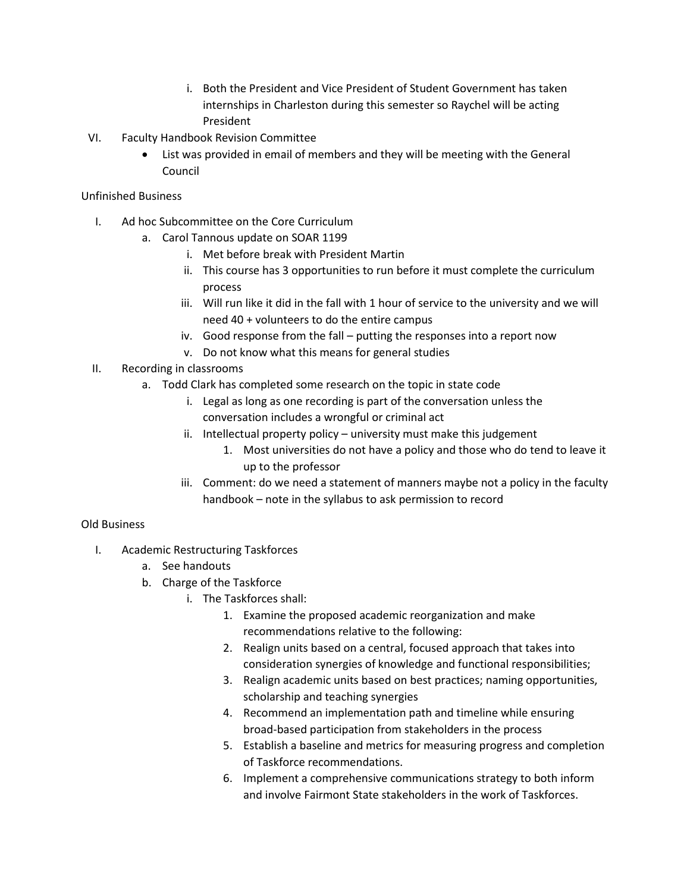i. Both the President and Vice President of Student Government has taken internships in Charleston during this semester so Raychel will be acting President

VI. Faculty Handbook Revision Committee
   - List was provided in email of members and they will be meeting with the General Council

Unfinished Business

I. Ad hoc Subcommittee on the Core Curriculum
   a. Carol Tannous update on SOAR 1199
      i. Met before break with President Martin
      ii. This course has 3 opportunities to run before it must complete the curriculum process
      iii. Will run like it did in the fall with 1 hour of service to the university and we will need 40 + volunteers to do the entire campus
      iv. Good response from the fall – putting the responses into a report now
      v. Do not know what this means for general studies

II. Recording in classrooms
   a. Todd Clark has completed some research on the topic in state code
      i. Legal as long as one recording is part of the conversation unless the conversation includes a wrongful or criminal act
      ii. Intellectual property policy – university must make this judgement
         1. Most universities do not have a policy and those who do tend to leave it up to the professor
      iii. Comment: do we need a statement of manners maybe not a policy in the faculty handbook – note in the syllabus to ask permission to record

Old Business

I. Academic Restructuring Taskforces
   a. See handouts
   b. Charge of the Taskforce
      i. The Taskforces shall:
         1. Examine the proposed academic reorganization and make recommendations relative to the following:
         2. Realign units based on a central, focused approach that takes into consideration synergies of knowledge and functional responsibilities;
         3. Realign academic units based on best practices; naming opportunities, scholarship and teaching synergies
         4. Recommend an implementation path and timeline while ensuring broad-based participation from stakeholders in the process
         5. Establish a baseline and metrics for measuring progress and completion of Taskforce recommendations.
         6. Implement a comprehensive communications strategy to both inform and involve Fairmont State stakeholders in the work of Taskforces.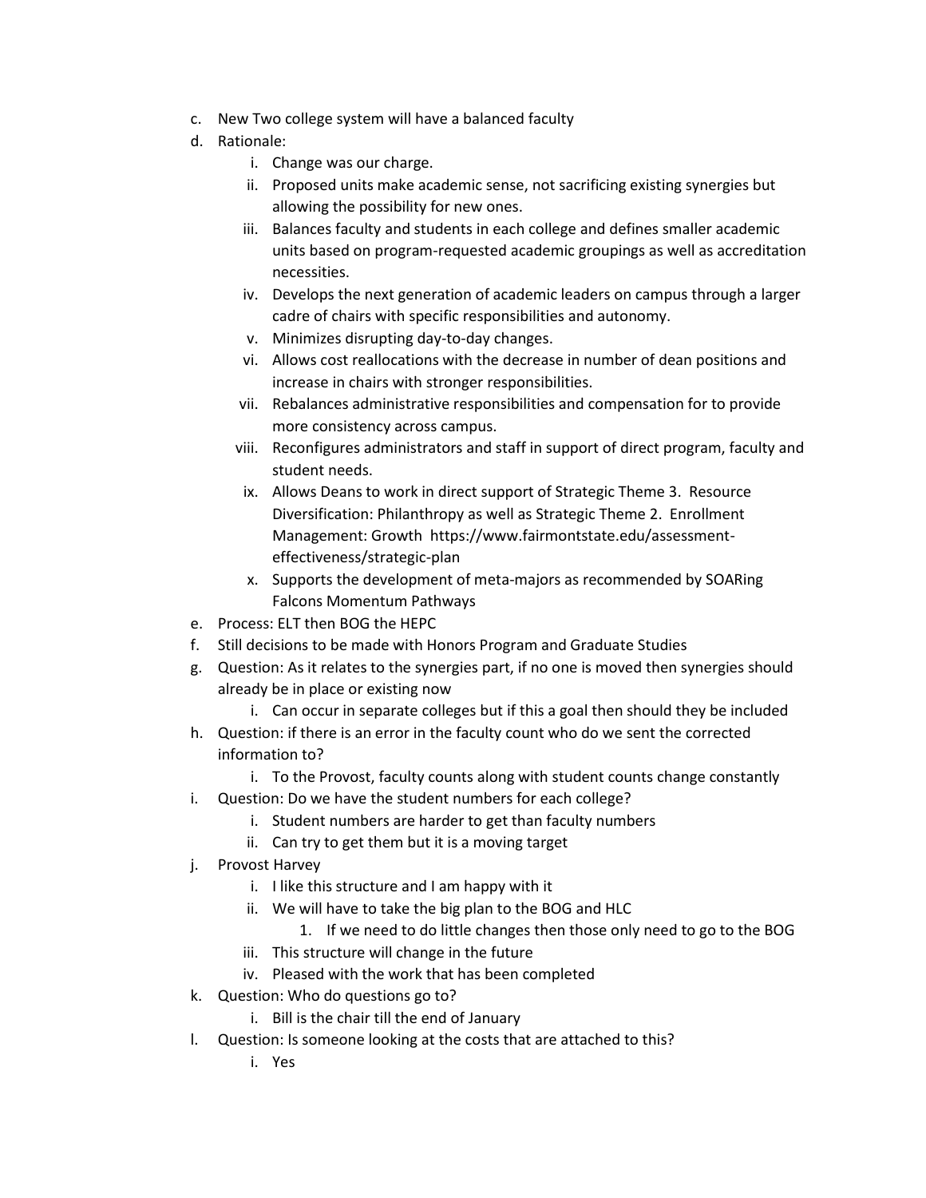c. New Two college system will have a balanced faculty
d. Rationale:
    i. Change was our charge.
    ii. Proposed units make academic sense, not sacrificing existing synergies but allowing the possibility for new ones.
    iii. Balances faculty and students in each college and defines smaller academic units based on program-requested academic groupings as well as accreditation necessities.
    iv. Develops the next generation of academic leaders on campus through a larger cadre of chairs with specific responsibilities and autonomy.
    v. Minimizes disrupting day-to-day changes.
    vi. Allows cost reallocations with the decrease in number of dean positions and increase in chairs with stronger responsibilities.
    vii. Rebalances administrative responsibilities and compensation for to provide more consistency across campus.
    viii. Reconfigures administrators and staff in support of direct program, faculty and student needs.
    ix. Allows Deans to work in direct support of Strategic Theme 3. Resource Diversification: Philanthropy as well as Strategic Theme 2. Enrollment Management: Growth https://www.fairmontstate.edu/assessment-effectiveness/strategic-plan
    x. Supports the development of meta-majors as recommended by SOARing Falcons Momentum Pathways
e. Process: ELT then BOG the HEPC
f. Still decisions to be made with Honors Program and Graduate Studies
g. Question: As it relates to the synergies part, if no one is moved then synergies should already be in place or existing now
    i. Can occur in separate colleges but if this a goal then should they be included
h. Question: if there is an error in the faculty count who do we sent the corrected information to?
    i. To the Provost, faculty counts along with student counts change constantly
i. Question: Do we have the student numbers for each college?
    i. Student numbers are harder to get than faculty numbers
    ii. Can try to get them but it is a moving target
j. Provost Harvey
    i. I like this structure and I am happy with it
    ii. We will have to take the big plan to the BOG and HLC
        1. If we need to do little changes then those only need to go to the BOG
    iii. This structure will change in the future
    iv. Pleased with the work that has been completed
k. Question: Who do questions go to?
    i. Bill is the chair till the end of January
l. Question: Is someone looking at the costs that are attached to this?
    i. Yes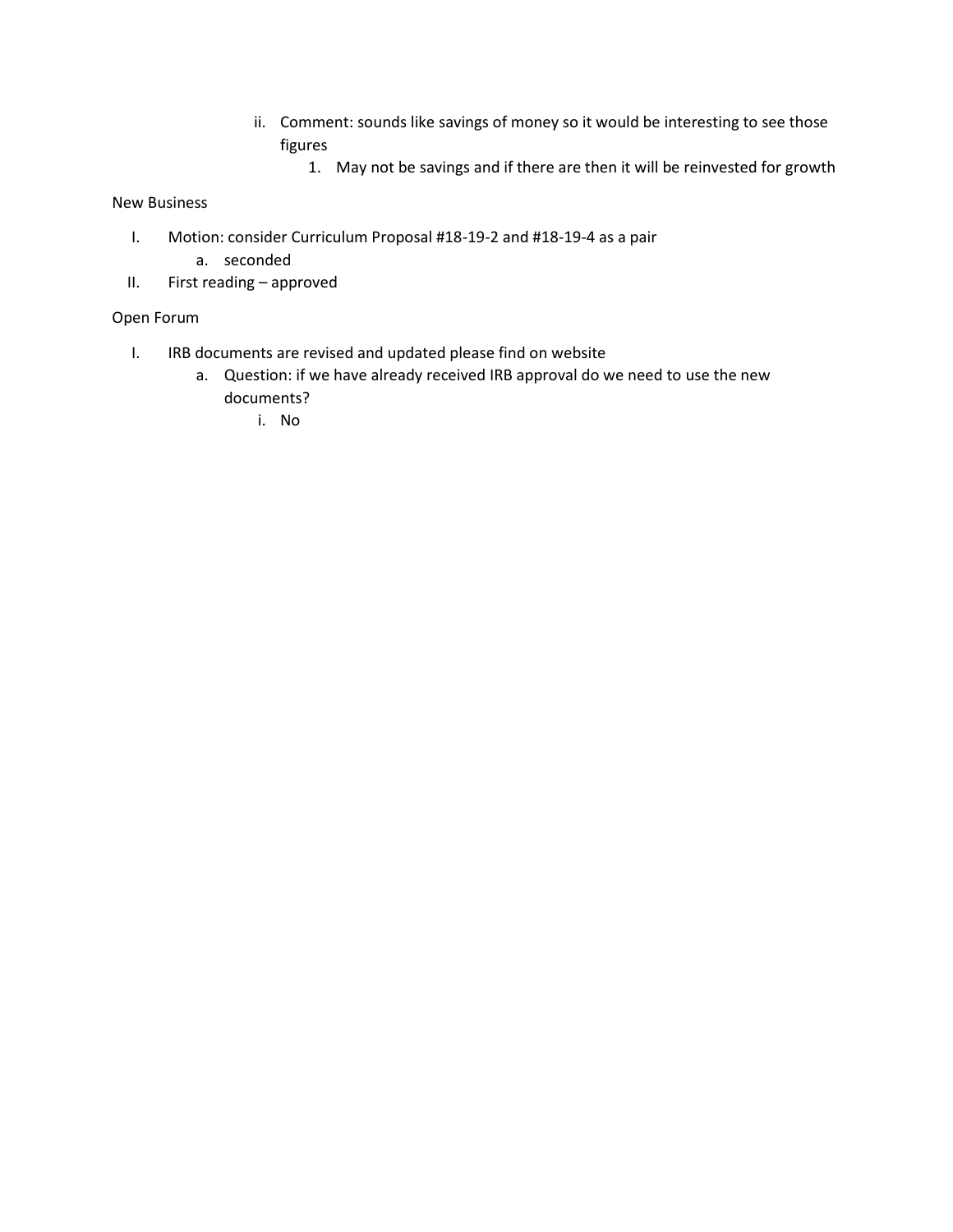ii. Comment: sounds like savings of money so it would be interesting to see those figures
    1. May not be savings and if there are then it will be reinvested for growth

New Business

I. Motion: consider Curriculum Proposal #18-19-2 and #18-19-4 as a pair
    a. seconded
II. First reading – approved

Open Forum

I. IRB documents are revised and updated please find on website
    a. Question: if we have already received IRB approval do we need to use the new documents?
        i. No